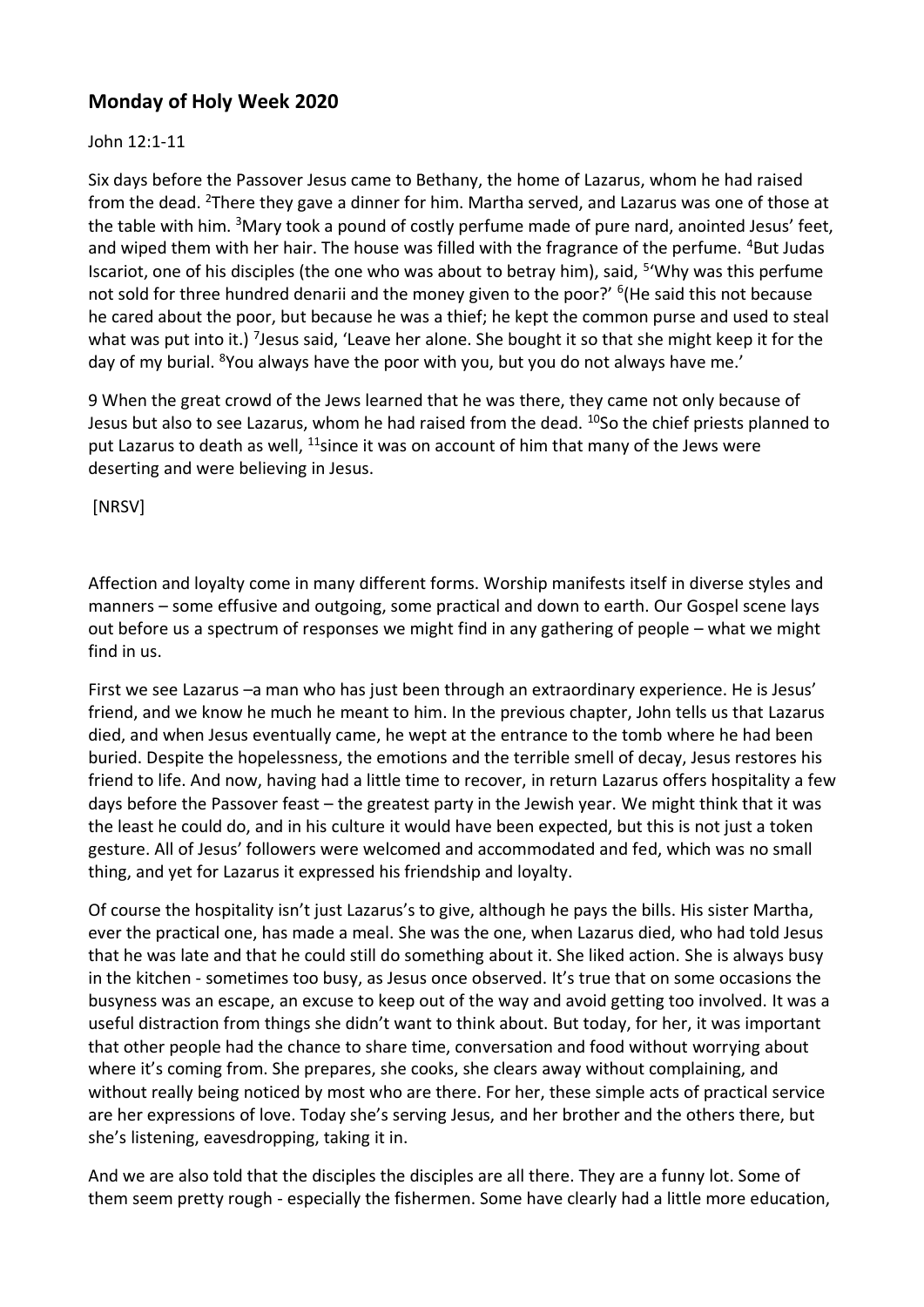## Monday of Holy Week 2020

John 12:1-11

Six days before the Passover Jesus came to Bethany, the home of Lazarus, whom he had raised from the dead. [2]There they gave a dinner for him. Martha served, and Lazarus was one of those at the table with him. [3]Mary took a pound of costly perfume made of pure nard, anointed Jesus' feet, and wiped them with her hair. The house was filled with the fragrance of the perfume. [4]But Judas Iscariot, one of his disciples (the one who was about to betray him), said, [5]'Why was this perfume not sold for three hundred denarii and the money given to the poor?' [6](He said this not because he cared about the poor, but because he was a thief; he kept the common purse and used to steal what was put into it.) [7]Jesus said, 'Leave her alone. She bought it so that she might keep it for the day of my burial. [8]You always have the poor with you, but you do not always have me.'

9 When the great crowd of the Jews learned that he was there, they came not only because of Jesus but also to see Lazarus, whom he had raised from the dead. [10]So the chief priests planned to put Lazarus to death as well, [11]since it was on account of him that many of the Jews were deserting and were believing in Jesus.

[NRSV]

Affection and loyalty come in many different forms. Worship manifests itself in diverse styles and manners – some effusive and outgoing, some practical and down to earth. Our Gospel scene lays out before us a spectrum of responses we might find in any gathering of people – what we might find in us.

First we see Lazarus –a man who has just been through an extraordinary experience. He is Jesus' friend, and we know he much he meant to him. In the previous chapter, John tells us that Lazarus died, and when Jesus eventually came, he wept at the entrance to the tomb where he had been buried. Despite the hopelessness, the emotions and the terrible smell of decay, Jesus restores his friend to life. And now, having had a little time to recover, in return Lazarus offers hospitality a few days before the Passover feast – the greatest party in the Jewish year. We might think that it was the least he could do, and in his culture it would have been expected, but this is not just a token gesture. All of Jesus' followers were welcomed and accommodated and fed, which was no small thing, and yet for Lazarus it expressed his friendship and loyalty.

Of course the hospitality isn't just Lazarus's to give, although he pays the bills. His sister Martha, ever the practical one, has made a meal. She was the one, when Lazarus died, who had told Jesus that he was late and that he could still do something about it. She liked action. She is always busy in the kitchen - sometimes too busy, as Jesus once observed. It's true that on some occasions the busyness was an escape, an excuse to keep out of the way and avoid getting too involved. It was a useful distraction from things she didn't want to think about. But today, for her, it was important that other people had the chance to share time, conversation and food without worrying about where it's coming from. She prepares, she cooks, she clears away without complaining, and without really being noticed by most who are there. For her, these simple acts of practical service are her expressions of love. Today she's serving Jesus, and her brother and the others there, but she's listening, eavesdropping, taking it in.

And we are also told that the disciples the disciples are all there. They are a funny lot. Some of them seem pretty rough - especially the fishermen. Some have clearly had a little more education,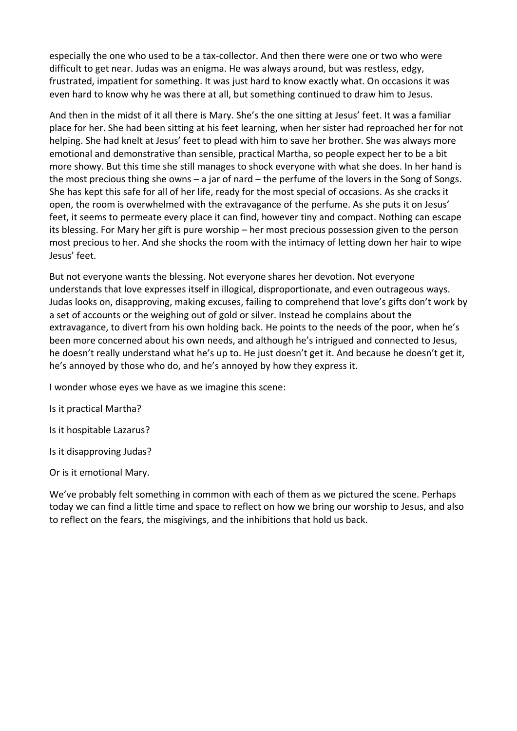especially the one who used to be a tax-collector. And then there were one or two who were difficult to get near. Judas was an enigma. He was always around, but was restless, edgy, frustrated, impatient for something. It was just hard to know exactly what. On occasions it was even hard to know why he was there at all, but something continued to draw him to Jesus.

And then in the midst of it all there is Mary. She's the one sitting at Jesus' feet. It was a familiar place for her. She had been sitting at his feet learning, when her sister had reproached her for not helping. She had knelt at Jesus' feet to plead with him to save her brother. She was always more emotional and demonstrative than sensible, practical Martha, so people expect her to be a bit more showy. But this time she still manages to shock everyone with what she does. In her hand is the most precious thing she owns – a jar of nard – the perfume of the lovers in the Song of Songs. She has kept this safe for all of her life, ready for the most special of occasions. As she cracks it open, the room is overwhelmed with the extravagance of the perfume. As she puts it on Jesus' feet, it seems to permeate every place it can find, however tiny and compact. Nothing can escape its blessing. For Mary her gift is pure worship – her most precious possession given to the person most precious to her. And she shocks the room with the intimacy of letting down her hair to wipe Jesus' feet.

But not everyone wants the blessing. Not everyone shares her devotion. Not everyone understands that love expresses itself in illogical, disproportionate, and even outrageous ways. Judas looks on, disapproving, making excuses, failing to comprehend that love's gifts don't work by a set of accounts or the weighing out of gold or silver. Instead he complains about the extravagance, to divert from his own holding back. He points to the needs of the poor, when he's been more concerned about his own needs, and although he's intrigued and connected to Jesus, he doesn't really understand what he's up to. He just doesn't get it. And because he doesn't get it, he's annoyed by those who do, and he's annoyed by how they express it.

I wonder whose eyes we have as we imagine this scene:

Is it practical Martha?

Is it hospitable Lazarus?

Is it disapproving Judas?

Or is it emotional Mary.

We've probably felt something in common with each of them as we pictured the scene. Perhaps today we can find a little time and space to reflect on how we bring our worship to Jesus, and also to reflect on the fears, the misgivings, and the inhibitions that hold us back.